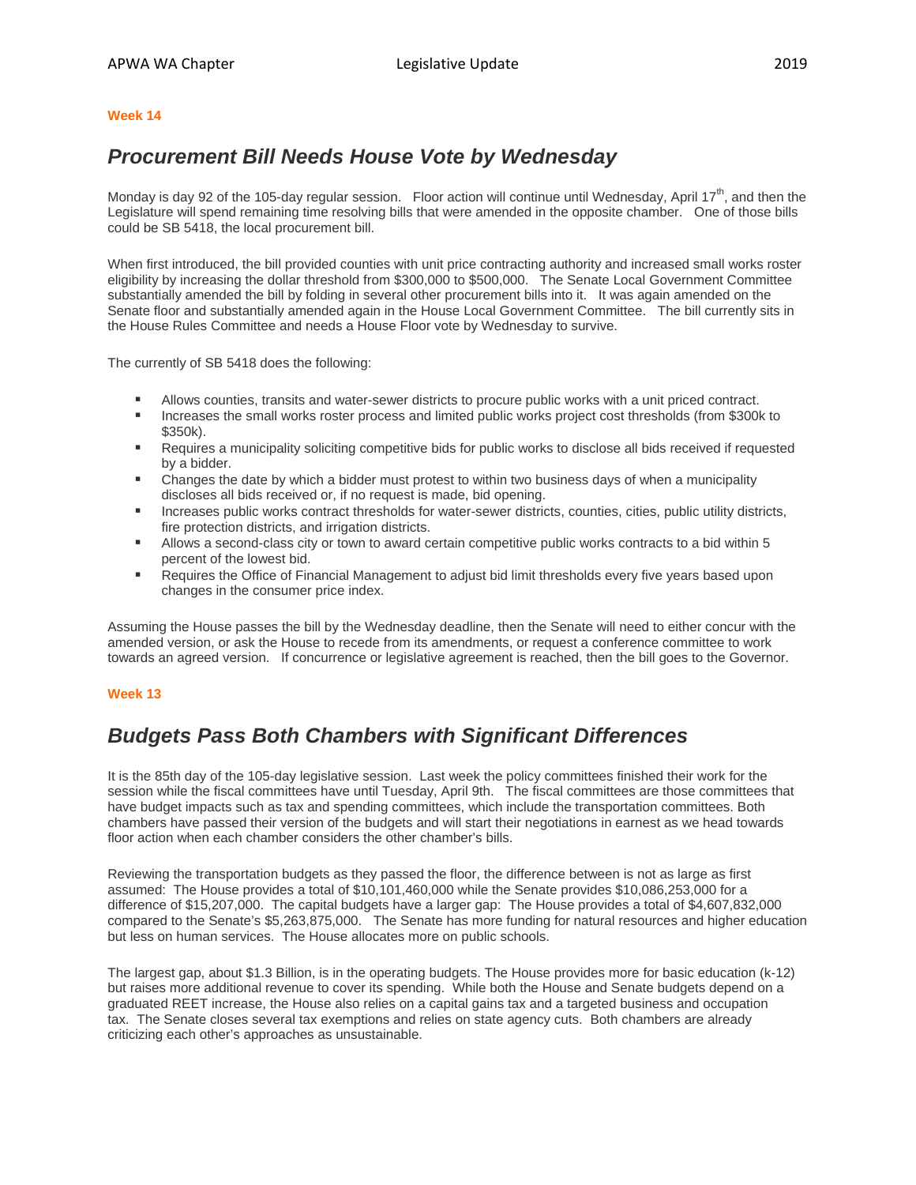**Week 14**

## *Procurement Bill Needs House Vote by Wednesday*

Monday is day 92 of the 105-day regular session. Floor action will continue until Wednesday, April 17th, and then the Legislature will spend remaining time resolving bills that were amended in the opposite chamber. One of those bills could be SB 5418, the local procurement bill.

When first introduced, the bill provided counties with unit price contracting authority and increased small works roster eligibility by increasing the dollar threshold from $300,000 to $500,000. The Senate Local Government Committee substantially amended the bill by folding in several other procurement bills into it. It was again amended on the Senate floor and substantially amended again in the House Local Government Committee. The bill currently sits in the House Rules Committee and needs a House Floor vote by Wednesday to survive.

The currently of SB 5418 does the following:

- Allows counties, transits and water-sewer districts to procure public works with a unit priced contract.
- Increases the small works roster process and limited public works project cost thresholds (from $300k to $350k).
- Requires a municipality soliciting competitive bids for public works to disclose all bids received if requested by a bidder.
- Changes the date by which a bidder must protest to within two business days of when a municipality discloses all bids received or, if no request is made, bid opening.
- Increases public works contract thresholds for water-sewer districts, counties, cities, public utility districts, fire protection districts, and irrigation districts.
- Allows a second-class city or town to award certain competitive public works contracts to a bid within 5 percent of the lowest bid.
- Requires the Office of Financial Management to adjust bid limit thresholds every five years based upon changes in the consumer price index.

Assuming the House passes the bill by the Wednesday deadline, then the Senate will need to either concur with the amended version, or ask the House to recede from its amendments, or request a conference committee to work towards an agreed version. If concurrence or legislative agreement is reached, then the bill goes to the Governor.

**Week 13**

## *Budgets Pass Both Chambers with Significant Differences*

It is the 85th day of the 105-day legislative session. Last week the policy committees finished their work for the session while the fiscal committees have until Tuesday, April 9th. The fiscal committees are those committees that have budget impacts such as tax and spending committees, which include the transportation committees. Both chambers have passed their version of the budgets and will start their negotiations in earnest as we head towards floor action when each chamber considers the other chamber's bills.

Reviewing the transportation budgets as they passed the floor, the difference between is not as large as first assumed: The House provides a total of $10,101,460,000 while the Senate provides $10,086,253,000 for a difference of $15,207,000. The capital budgets have a larger gap: The House provides a total of $4,607,832,000 compared to the Senate's $5,263,875,000. The Senate has more funding for natural resources and higher education but less on human services. The House allocates more on public schools.

The largest gap, about $1.3 Billion, is in the operating budgets. The House provides more for basic education (k-12) but raises more additional revenue to cover its spending. While both the House and Senate budgets depend on a graduated REET increase, the House also relies on a capital gains tax and a targeted business and occupation tax. The Senate closes several tax exemptions and relies on state agency cuts. Both chambers are already criticizing each other's approaches as unsustainable.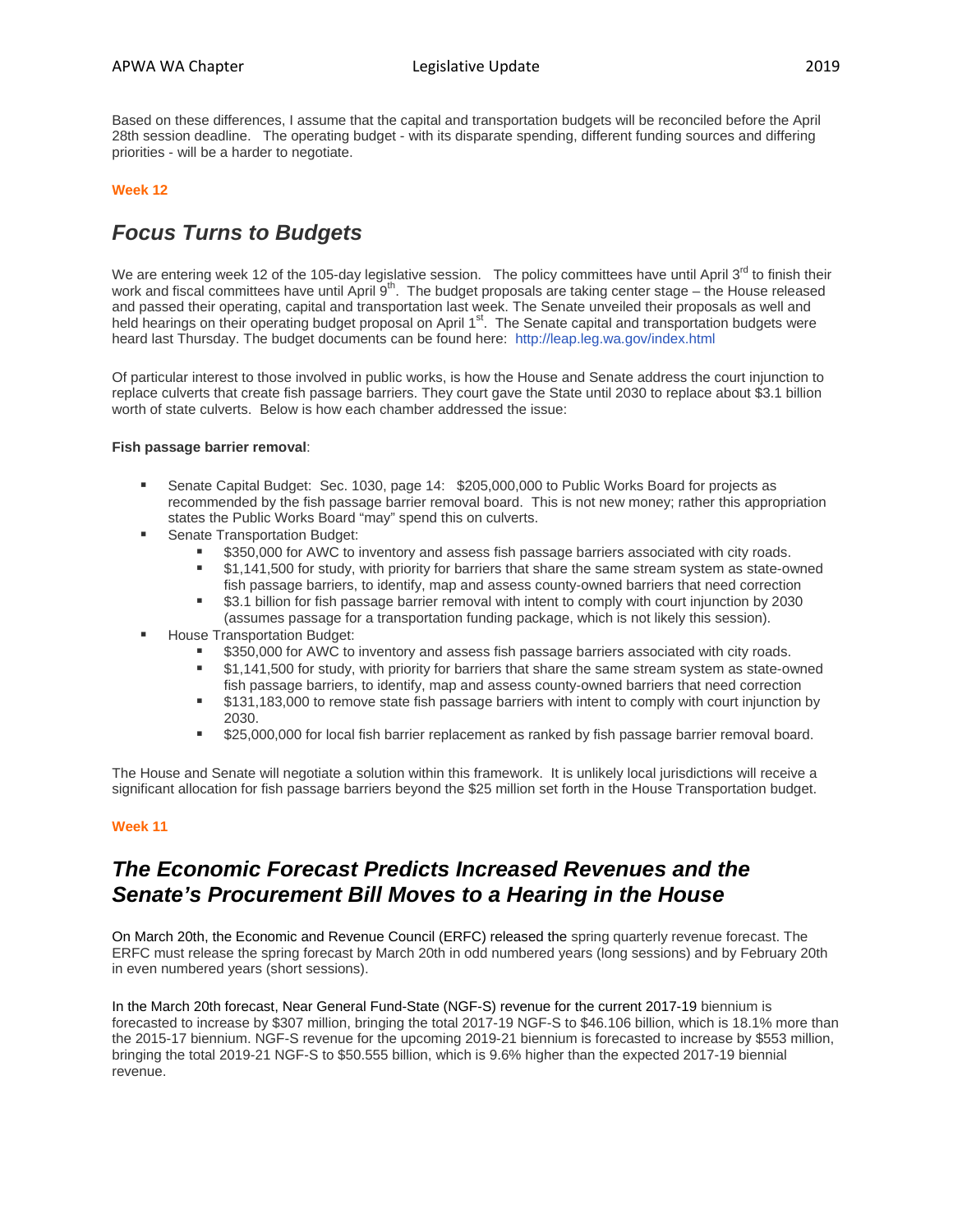Based on these differences, I assume that the capital and transportation budgets will be reconciled before the April 28th session deadline. The operating budget - with its disparate spending, different funding sources and differing priorities - will be a harder to negotiate.

**Week 12**

## *Focus Turns to Budgets*

We are entering week 12 of the 105-day legislative session. The policy committees have until April 3rd to finish their work and fiscal committees have until April 9th. The budget proposals are taking center stage – the House released and passed their operating, capital and transportation last week. The Senate unveiled their proposals as well and held hearings on their operating budget proposal on April 1st. The Senate capital and transportation budgets were heard last Thursday. The budget documents can be found here: http://leap.leg.wa.gov/index.html

Of particular interest to those involved in public works, is how the House and Senate address the court injunction to replace culverts that create fish passage barriers. They court gave the State until 2030 to replace about $3.1 billion worth of state culverts. Below is how each chamber addressed the issue:

**Fish passage barrier removal**:

- Senate Capital Budget: Sec. 1030, page 14: $205,000,000 to Public Works Board for projects as recommended by the fish passage barrier removal board. This is not new money; rather this appropriation states the Public Works Board "may" spend this on culverts.
- Senate Transportation Budget:
  - $350,000 for AWC to inventory and assess fish passage barriers associated with city roads.
  - $1,141,500 for study, with priority for barriers that share the same stream system as state-owned fish passage barriers, to identify, map and assess county-owned barriers that need correction
  - $3.1 billion for fish passage barrier removal with intent to comply with court injunction by 2030 (assumes passage for a transportation funding package, which is not likely this session).
- House Transportation Budget:
  - $350,000 for AWC to inventory and assess fish passage barriers associated with city roads.
  - $1,141,500 for study, with priority for barriers that share the same stream system as state-owned fish passage barriers, to identify, map and assess county-owned barriers that need correction
  - $131,183,000 to remove state fish passage barriers with intent to comply with court injunction by 2030.
  - $25,000,000 for local fish barrier replacement as ranked by fish passage barrier removal board.

The House and Senate will negotiate a solution within this framework. It is unlikely local jurisdictions will receive a significant allocation for fish passage barriers beyond the $25 million set forth in the House Transportation budget.

**Week 11**

## *The Economic Forecast Predicts Increased Revenues and the Senate's Procurement Bill Moves to a Hearing in the House*

On March 20th, the Economic and Revenue Council (ERFC) released the spring quarterly revenue forecast. The ERFC must release the spring forecast by March 20th in odd numbered years (long sessions) and by February 20th in even numbered years (short sessions).

In the March 20th forecast, Near General Fund-State (NGF-S) revenue for the current 2017-19 biennium is forecasted to increase by $307 million, bringing the total 2017-19 NGF-S to $46.106 billion, which is 18.1% more than the 2015-17 biennium. NGF-S revenue for the upcoming 2019-21 biennium is forecasted to increase by $553 million, bringing the total 2019-21 NGF-S to $50.555 billion, which is 9.6% higher than the expected 2017-19 biennial revenue.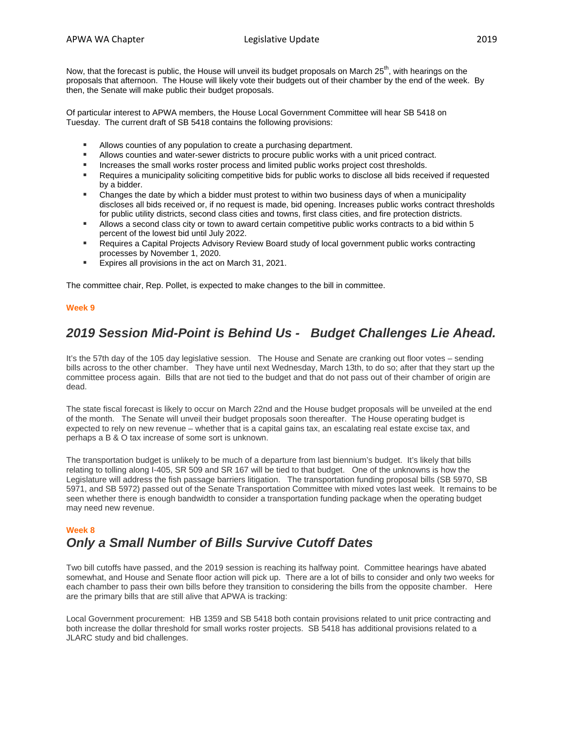Now, that the forecast is public, the House will unveil its budget proposals on March 25th, with hearings on the proposals that afternoon. The House will likely vote their budgets out of their chamber by the end of the week. By then, the Senate will make public their budget proposals.

Of particular interest to APWA members, the House Local Government Committee will hear SB 5418 on Tuesday. The current draft of SB 5418 contains the following provisions:

- Allows counties of any population to create a purchasing department.
- Allows counties and water-sewer districts to procure public works with a unit priced contract.
- Increases the small works roster process and limited public works project cost thresholds.
- Requires a municipality soliciting competitive bids for public works to disclose all bids received if requested by a bidder.
- Changes the date by which a bidder must protest to within two business days of when a municipality discloses all bids received or, if no request is made, bid opening. Increases public works contract thresholds for public utility districts, second class cities and towns, first class cities, and fire protection districts.
- Allows a second class city or town to award certain competitive public works contracts to a bid within 5 percent of the lowest bid until July 2022.
- Requires a Capital Projects Advisory Review Board study of local government public works contracting processes by November 1, 2020.
- Expires all provisions in the act on March 31, 2021.

The committee chair, Rep. Pollet, is expected to make changes to the bill in committee.

**Week 9**

## *2019 Session Mid-Point is Behind Us - Budget Challenges Lie Ahead.*

It's the 57th day of the 105 day legislative session. The House and Senate are cranking out floor votes – sending bills across to the other chamber. They have until next Wednesday, March 13th, to do so; after that they start up the committee process again. Bills that are not tied to the budget and that do not pass out of their chamber of origin are dead.

The state fiscal forecast is likely to occur on March 22nd and the House budget proposals will be unveiled at the end of the month. The Senate will unveil their budget proposals soon thereafter. The House operating budget is expected to rely on new revenue – whether that is a capital gains tax, an escalating real estate excise tax, and perhaps a B & O tax increase of some sort is unknown.

The transportation budget is unlikely to be much of a departure from last biennium's budget. It's likely that bills relating to tolling along I-405, SR 509 and SR 167 will be tied to that budget. One of the unknowns is how the Legislature will address the fish passage barriers litigation. The transportation funding proposal bills (SB 5970, SB 5971, and SB 5972) passed out of the Senate Transportation Committee with mixed votes last week. It remains to be seen whether there is enough bandwidth to consider a transportation funding package when the operating budget may need new revenue.

**Week 8**

## *Only a Small Number of Bills Survive Cutoff Dates*

Two bill cutoffs have passed, and the 2019 session is reaching its halfway point. Committee hearings have abated somewhat, and House and Senate floor action will pick up. There are a lot of bills to consider and only two weeks for each chamber to pass their own bills before they transition to considering the bills from the opposite chamber. Here are the primary bills that are still alive that APWA is tracking:

Local Government procurement: HB 1359 and SB 5418 both contain provisions related to unit price contracting and both increase the dollar threshold for small works roster projects. SB 5418 has additional provisions related to a JLARC study and bid challenges.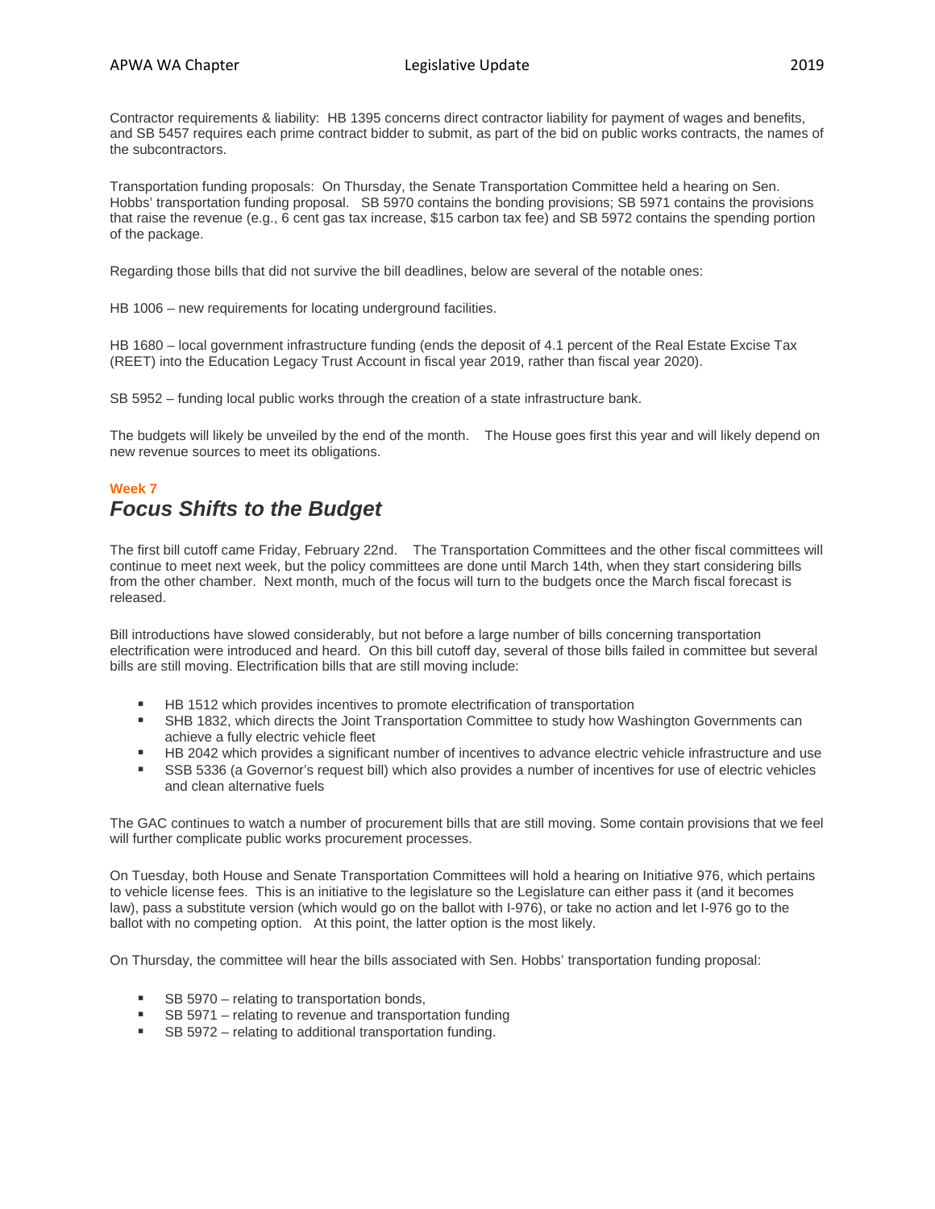Contractor requirements & liability: HB 1395 concerns direct contractor liability for payment of wages and benefits, and SB 5457 requires each prime contract bidder to submit, as part of the bid on public works contracts, the names of the subcontractors.

Transportation funding proposals: On Thursday, the Senate Transportation Committee held a hearing on Sen. Hobbs' transportation funding proposal. SB 5970 contains the bonding provisions; SB 5971 contains the provisions that raise the revenue (e.g., 6 cent gas tax increase, $15 carbon tax fee) and SB 5972 contains the spending portion of the package.

Regarding those bills that did not survive the bill deadlines, below are several of the notable ones:

HB 1006 – new requirements for locating underground facilities.

HB 1680 – local government infrastructure funding (ends the deposit of 4.1 percent of the Real Estate Excise Tax (REET) into the Education Legacy Trust Account in fiscal year 2019, rather than fiscal year 2020).

SB 5952 – funding local public works through the creation of a state infrastructure bank.

The budgets will likely be unveiled by the end of the month. The House goes first this year and will likely depend on new revenue sources to meet its obligations.

**Week 7**

## *Focus Shifts to the Budget*

The first bill cutoff came Friday, February 22nd. The Transportation Committees and the other fiscal committees will continue to meet next week, but the policy committees are done until March 14th, when they start considering bills from the other chamber. Next month, much of the focus will turn to the budgets once the March fiscal forecast is released.

Bill introductions have slowed considerably, but not before a large number of bills concerning transportation electrification were introduced and heard. On this bill cutoff day, several of those bills failed in committee but several bills are still moving. Electrification bills that are still moving include:

- HB 1512 which provides incentives to promote electrification of transportation
- SHB 1832, which directs the Joint Transportation Committee to study how Washington Governments can achieve a fully electric vehicle fleet
- HB 2042 which provides a significant number of incentives to advance electric vehicle infrastructure and use
- SSB 5336 (a Governor's request bill) which also provides a number of incentives for use of electric vehicles and clean alternative fuels

The GAC continues to watch a number of procurement bills that are still moving. Some contain provisions that we feel will further complicate public works procurement processes.

On Tuesday, both House and Senate Transportation Committees will hold a hearing on Initiative 976, which pertains to vehicle license fees. This is an initiative to the legislature so the Legislature can either pass it (and it becomes law), pass a substitute version (which would go on the ballot with I-976), or take no action and let I-976 go to the ballot with no competing option. At this point, the latter option is the most likely.

On Thursday, the committee will hear the bills associated with Sen. Hobbs' transportation funding proposal:

- SB 5970 – relating to transportation bonds,
- SB 5971 – relating to revenue and transportation funding
- SB 5972 – relating to additional transportation funding.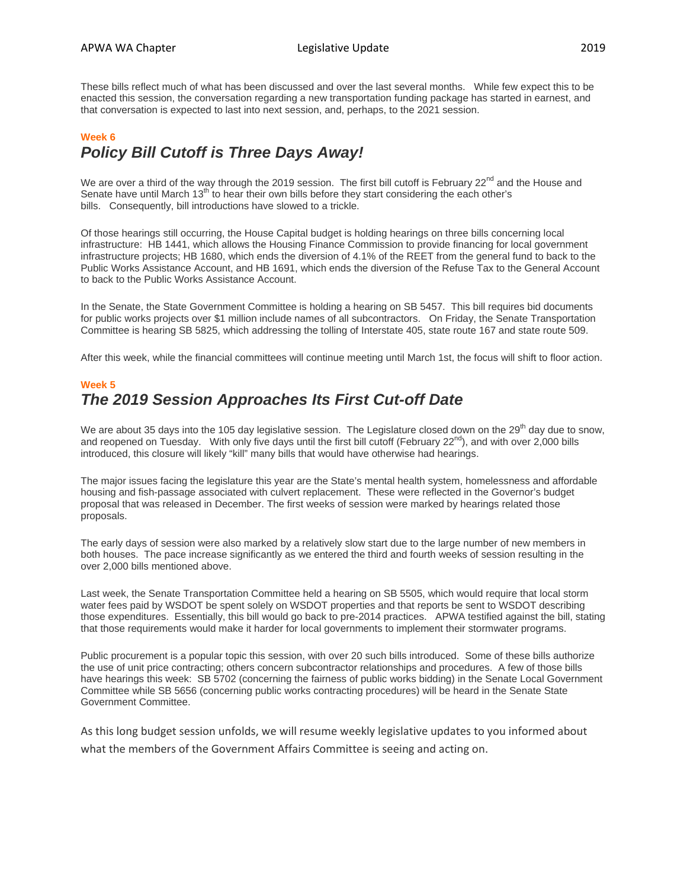These bills reflect much of what has been discussed and over the last several months. While few expect this to be enacted this session, the conversation regarding a new transportation funding package has started in earnest, and that conversation is expected to last into next session, and, perhaps, to the 2021 session.

**Week 6**

## *Policy Bill Cutoff is Three Days Away!*

We are over a third of the way through the 2019 session. The first bill cutoff is February 22nd and the House and Senate have until March 13th to hear their own bills before they start considering the each other's bills. Consequently, bill introductions have slowed to a trickle.

Of those hearings still occurring, the House Capital budget is holding hearings on three bills concerning local infrastructure: HB 1441, which allows the Housing Finance Commission to provide financing for local government infrastructure projects; HB 1680, which ends the diversion of 4.1% of the REET from the general fund to back to the Public Works Assistance Account, and HB 1691, which ends the diversion of the Refuse Tax to the General Account to back to the Public Works Assistance Account.

In the Senate, the State Government Committee is holding a hearing on SB 5457. This bill requires bid documents for public works projects over $1 million include names of all subcontractors. On Friday, the Senate Transportation Committee is hearing SB 5825, which addressing the tolling of Interstate 405, state route 167 and state route 509.

After this week, while the financial committees will continue meeting until March 1st, the focus will shift to floor action.

**Week 5**

## *The 2019 Session Approaches Its First Cut-off Date*

We are about 35 days into the 105 day legislative session. The Legislature closed down on the 29th day due to snow, and reopened on Tuesday. With only five days until the first bill cutoff (February 22nd), and with over 2,000 bills introduced, this closure will likely "kill" many bills that would have otherwise had hearings.

The major issues facing the legislature this year are the State's mental health system, homelessness and affordable housing and fish-passage associated with culvert replacement. These were reflected in the Governor's budget proposal that was released in December. The first weeks of session were marked by hearings related those proposals.

The early days of session were also marked by a relatively slow start due to the large number of new members in both houses. The pace increase significantly as we entered the third and fourth weeks of session resulting in the over 2,000 bills mentioned above.

Last week, the Senate Transportation Committee held a hearing on SB 5505, which would require that local storm water fees paid by WSDOT be spent solely on WSDOT properties and that reports be sent to WSDOT describing those expenditures. Essentially, this bill would go back to pre-2014 practices. APWA testified against the bill, stating that those requirements would make it harder for local governments to implement their stormwater programs.

Public procurement is a popular topic this session, with over 20 such bills introduced. Some of these bills authorize the use of unit price contracting; others concern subcontractor relationships and procedures. A few of those bills have hearings this week: SB 5702 (concerning the fairness of public works bidding) in the Senate Local Government Committee while SB 5656 (concerning public works contracting procedures) will be heard in the Senate State Government Committee.

As this long budget session unfolds, we will resume weekly legislative updates to you informed about what the members of the Government Affairs Committee is seeing and acting on.